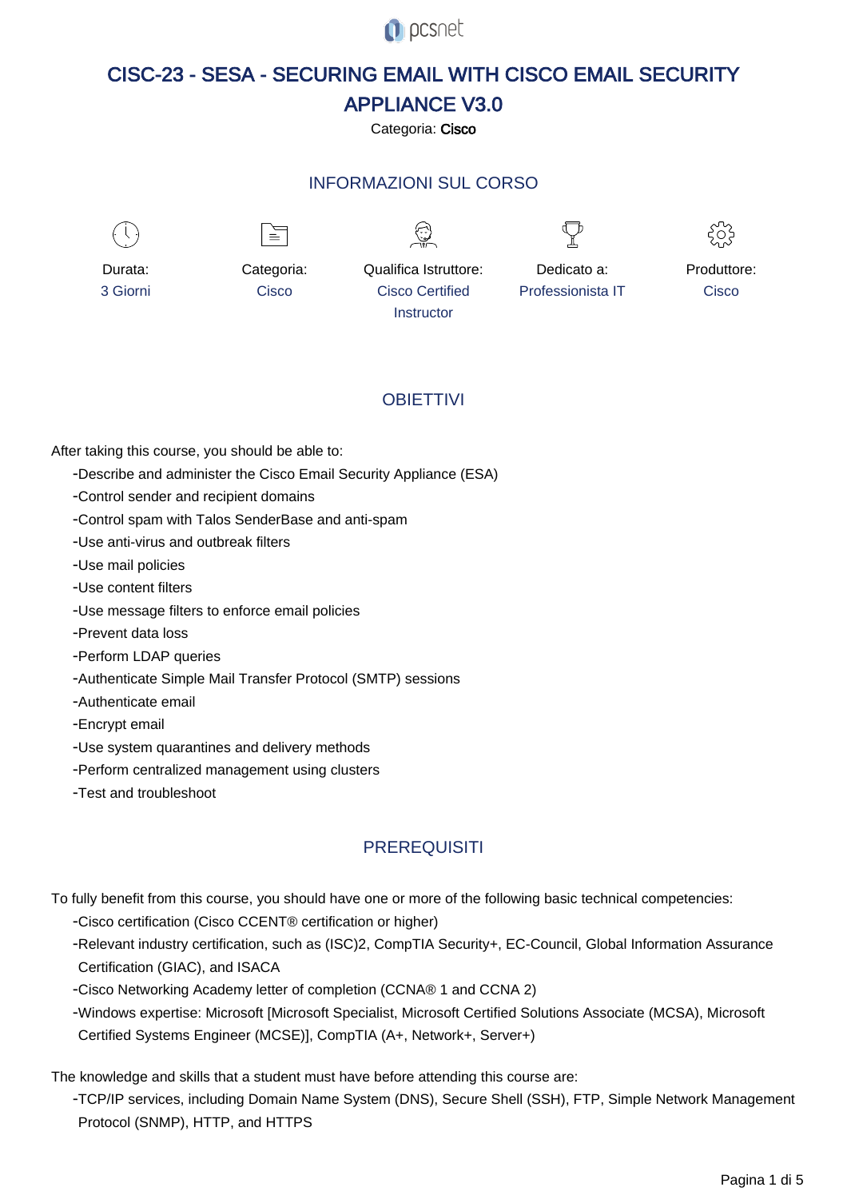# CISC-23 - SESA - SECURING EMAIL WITH CISCO EMAIL SECURITY APPLIANCE V3.0

Categoria: **Cisco**

## INFORMAZIONI SUL CORSO

| Durata: | Categoria: | Qualifica Istruttore: | Dedicato a: | Produttore: |
| --- | --- | --- | --- | --- |
| 3 Giorni | Cisco | Cisco Certified Instructor | Professionista IT | Cisco |

## OBIETTIVI

After taking this course, you should be able to:

- Describe and administer the Cisco Email Security Appliance (ESA)
- Control sender and recipient domains
- Control spam with Talos SenderBase and anti-spam
- Use anti-virus and outbreak filters
- Use mail policies
- Use content filters
- Use message filters to enforce email policies
- Prevent data loss
- Perform LDAP queries
- Authenticate Simple Mail Transfer Protocol (SMTP) sessions
- Authenticate email
- Encrypt email
- Use system quarantines and delivery methods
- Perform centralized management using clusters
- Test and troubleshoot

## PREREQUISITI

To fully benefit from this course, you should have one or more of the following basic technical competencies:

- Cisco certification (Cisco CCENT® certification or higher)
- Relevant industry certification, such as (ISC)2, CompTIA Security+, EC-Council, Global Information Assurance Certification (GIAC), and ISACA
- Cisco Networking Academy letter of completion (CCNA® 1 and CCNA 2)
- Windows expertise: Microsoft [Microsoft Specialist, Microsoft Certified Solutions Associate (MCSA), Microsoft Certified Systems Engineer (MCSE)], CompTIA (A+, Network+, Server+)

The knowledge and skills that a student must have before attending this course are:

- TCP/IP services, including Domain Name System (DNS), Secure Shell (SSH), FTP, Simple Network Management Protocol (SNMP), HTTP, and HTTPS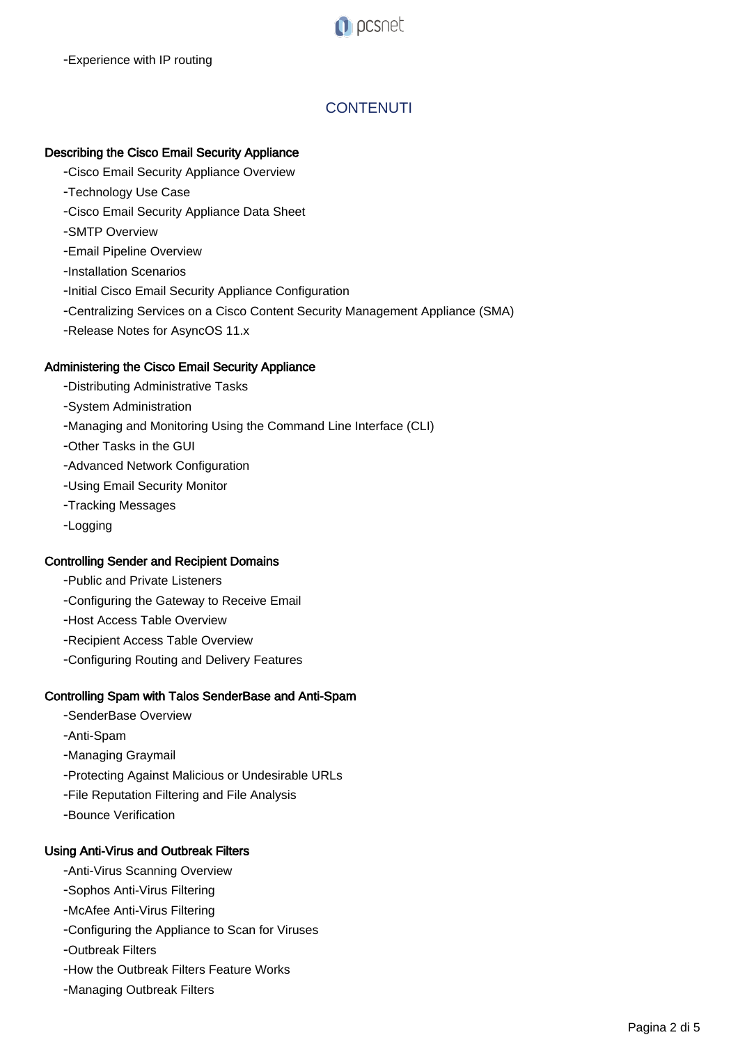- Experience with IP routing

## CONTENUTI

### Describing the Cisco Email Security Appliance

- Cisco Email Security Appliance Overview
- Technology Use Case
- Cisco Email Security Appliance Data Sheet
- SMTP Overview
- Email Pipeline Overview
- Installation Scenarios
- Initial Cisco Email Security Appliance Configuration
- Centralizing Services on a Cisco Content Security Management Appliance (SMA)
- Release Notes for AsyncOS 11.x

### Administering the Cisco Email Security Appliance

- Distributing Administrative Tasks
- System Administration
- Managing and Monitoring Using the Command Line Interface (CLI)
- Other Tasks in the GUI
- Advanced Network Configuration
- Using Email Security Monitor
- Tracking Messages
- Logging

### Controlling Sender and Recipient Domains

- Public and Private Listeners
- Configuring the Gateway to Receive Email
- Host Access Table Overview
- Recipient Access Table Overview
- Configuring Routing and Delivery Features

### Controlling Spam with Talos SenderBase and Anti-Spam

- SenderBase Overview
- Anti-Spam
- Managing Graymail
- Protecting Against Malicious or Undesirable URLs
- File Reputation Filtering and File Analysis
- Bounce Verification

### Using Anti-Virus and Outbreak Filters

- Anti-Virus Scanning Overview
- Sophos Anti-Virus Filtering
- McAfee Anti-Virus Filtering
- Configuring the Appliance to Scan for Viruses
- Outbreak Filters
- How the Outbreak Filters Feature Works
- Managing Outbreak Filters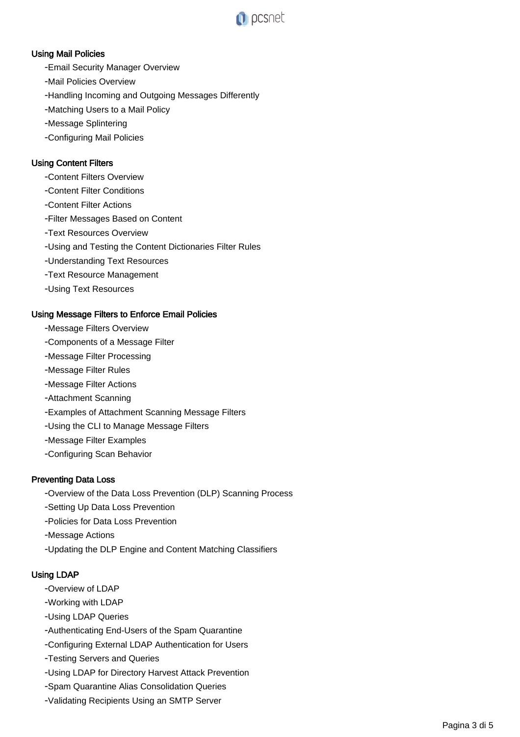### Using Mail Policies

- Email Security Manager Overview
- Mail Policies Overview
- Handling Incoming and Outgoing Messages Differently
- Matching Users to a Mail Policy
- Message Splintering
- Configuring Mail Policies

### Using Content Filters

- Content Filters Overview
- Content Filter Conditions
- Content Filter Actions
- Filter Messages Based on Content
- Text Resources Overview
- Using and Testing the Content Dictionaries Filter Rules
- Understanding Text Resources
- Text Resource Management
- Using Text Resources

### Using Message Filters to Enforce Email Policies

- Message Filters Overview
- Components of a Message Filter
- Message Filter Processing
- Message Filter Rules
- Message Filter Actions
- Attachment Scanning
- Examples of Attachment Scanning Message Filters
- Using the CLI to Manage Message Filters
- Message Filter Examples
- Configuring Scan Behavior

### Preventing Data Loss

- Overview of the Data Loss Prevention (DLP) Scanning Process
- Setting Up Data Loss Prevention
- Policies for Data Loss Prevention
- Message Actions
- Updating the DLP Engine and Content Matching Classifiers

### Using LDAP

- Overview of LDAP
- Working with LDAP
- Using LDAP Queries
- Authenticating End-Users of the Spam Quarantine
- Configuring External LDAP Authentication for Users
- Testing Servers and Queries
- Using LDAP for Directory Harvest Attack Prevention
- Spam Quarantine Alias Consolidation Queries
- Validating Recipients Using an SMTP Server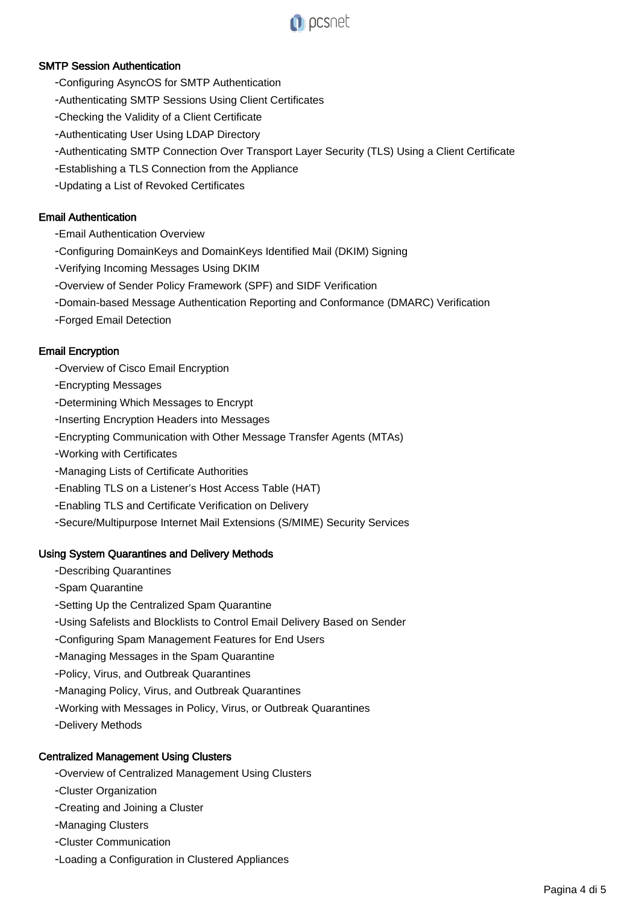### SMTP Session Authentication

- Configuring AsyncOS for SMTP Authentication
- Authenticating SMTP Sessions Using Client Certificates
- Checking the Validity of a Client Certificate
- Authenticating User Using LDAP Directory
- Authenticating SMTP Connection Over Transport Layer Security (TLS) Using a Client Certificate
- Establishing a TLS Connection from the Appliance
- Updating a List of Revoked Certificates

### Email Authentication

- Email Authentication Overview
- Configuring DomainKeys and DomainKeys Identified Mail (DKIM) Signing
- Verifying Incoming Messages Using DKIM
- Overview of Sender Policy Framework (SPF) and SIDF Verification
- Domain-based Message Authentication Reporting and Conformance (DMARC) Verification
- Forged Email Detection

### Email Encryption

- Overview of Cisco Email Encryption
- Encrypting Messages
- Determining Which Messages to Encrypt
- Inserting Encryption Headers into Messages
- Encrypting Communication with Other Message Transfer Agents (MTAs)
- Working with Certificates
- Managing Lists of Certificate Authorities
- Enabling TLS on a Listener's Host Access Table (HAT)
- Enabling TLS and Certificate Verification on Delivery
- Secure/Multipurpose Internet Mail Extensions (S/MIME) Security Services

### Using System Quarantines and Delivery Methods

- Describing Quarantines
- Spam Quarantine
- Setting Up the Centralized Spam Quarantine
- Using Safelists and Blocklists to Control Email Delivery Based on Sender
- Configuring Spam Management Features for End Users
- Managing Messages in the Spam Quarantine
- Policy, Virus, and Outbreak Quarantines
- Managing Policy, Virus, and Outbreak Quarantines
- Working with Messages in Policy, Virus, or Outbreak Quarantines
- Delivery Methods

### Centralized Management Using Clusters

- Overview of Centralized Management Using Clusters
- Cluster Organization
- Creating and Joining a Cluster
- Managing Clusters
- Cluster Communication
- Loading a Configuration in Clustered Appliances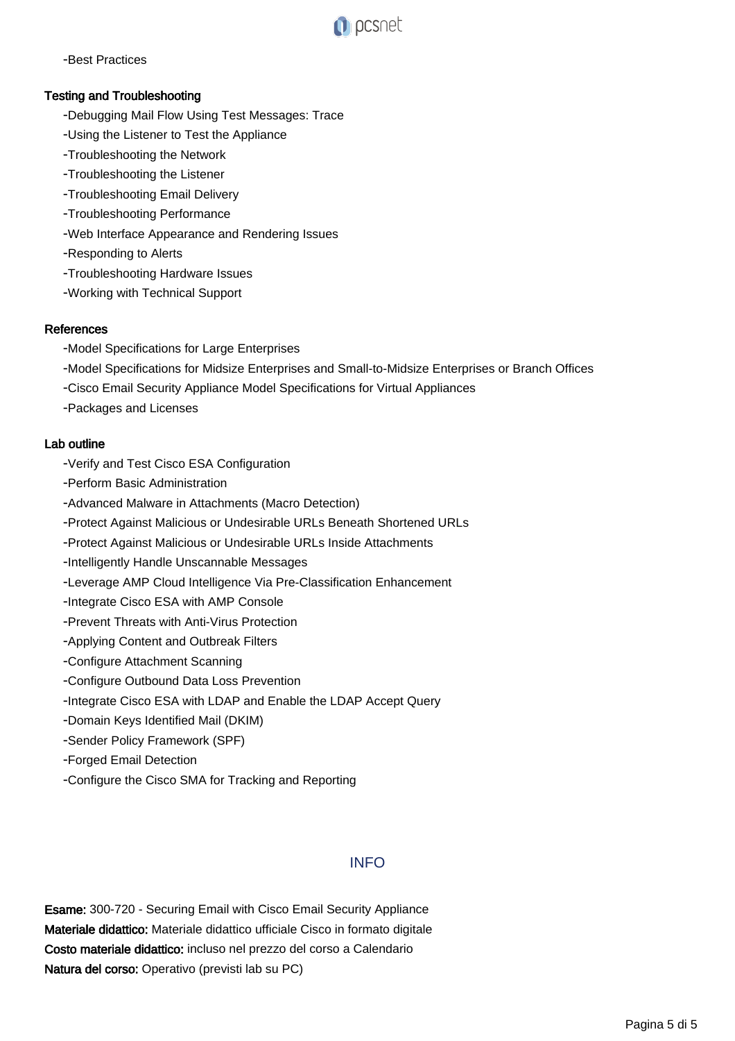-Best Practices

**Testing and Troubleshooting**

- Debugging Mail Flow Using Test Messages: Trace
- Using the Listener to Test the Appliance
- Troubleshooting the Network
- Troubleshooting the Listener
- Troubleshooting Email Delivery
- Troubleshooting Performance
- Web Interface Appearance and Rendering Issues
- Responding to Alerts
- Troubleshooting Hardware Issues
- Working with Technical Support

**References**

- Model Specifications for Large Enterprises
- Model Specifications for Midsize Enterprises and Small-to-Midsize Enterprises or Branch Offices
- Cisco Email Security Appliance Model Specifications for Virtual Appliances
- Packages and Licenses

**Lab outline**

- Verify and Test Cisco ESA Configuration
- Perform Basic Administration
- Advanced Malware in Attachments (Macro Detection)
- Protect Against Malicious or Undesirable URLs Beneath Shortened URLs
- Protect Against Malicious or Undesirable URLs Inside Attachments
- Intelligently Handle Unscannable Messages
- Leverage AMP Cloud Intelligence Via Pre-Classification Enhancement
- Integrate Cisco ESA with AMP Console
- Prevent Threats with Anti-Virus Protection
- Applying Content and Outbreak Filters
- Configure Attachment Scanning
- Configure Outbound Data Loss Prevention
- Integrate Cisco ESA with LDAP and Enable the LDAP Accept Query
- Domain Keys Identified Mail (DKIM)
- Sender Policy Framework (SPF)
- Forged Email Detection
- Configure the Cisco SMA for Tracking and Reporting

## INFO

**Esame:** 300-720 - Securing Email with Cisco Email Security Appliance
**Materiale didattico:** Materiale didattico ufficiale Cisco in formato digitale
**Costo materiale didattico:** incluso nel prezzo del corso a Calendario
**Natura del corso:** Operativo (previsti lab su PC)